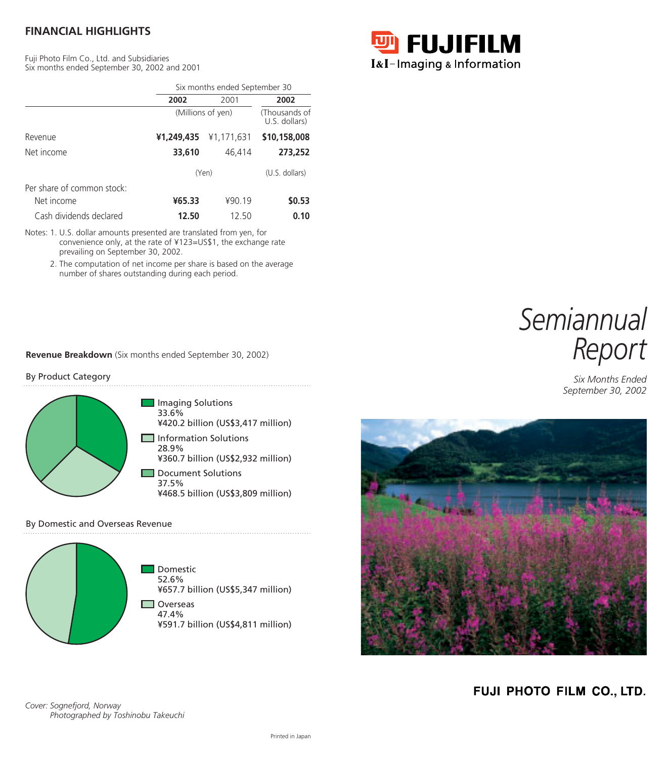## FINANCIAL HIGHLIGHTS

Fuji Photo Film Co., Ltd. and Subsidiaries
Six months ended September 30, 2002 and 2001

| | Six months ended September 30 | | |
|---|---|---|---|
| | **2002** | 2001 | **2002** |
| | (Millions of yen) | | (Thousands of U.S. dollars) |
| Revenue | **¥1,249,435** | ¥1,171,631 | **$10,158,008** |
| Net income | **33,610** | 46,414 | **273,252** |
| | (Yen) | | (U.S. dollars) |
| Per share of common stock: | | | |
| Net income | **¥65.33** | ¥90.19 | **$0.53** |
| Cash dividends declared | **12.50** | 12.50 | **0.10** |

Notes: 1. U.S. dollar amounts presented are translated from yen, for convenience only, at the rate of ¥123=US$1, the exchange rate prevailing on September 30, 2002.

2. The computation of net income per share is based on the average number of shares outstanding during each period.

**Revenue Breakdown** (Six months ended September 30, 2002)

By Product Category

Imaging Solutions
33.6%
¥420.2 billion (US$3,417 million)

Information Solutions
28.9%
¥360.7 billion (US$2,932 million)

Document Solutions
37.5%
¥468.5 billion (US$3,809 million)

By Domestic and Overseas Revenue

Domestic
52.6%
¥657.7 billion (US$5,347 million)

Overseas
47.4%
¥591.7 billion (US$4,811 million)

*Cover: Sognefjord, Norway*
*Photographed by Toshinobu Takeuchi*

Printed in Japan

FUJIFILM
I&I–Imaging & Information

# *Semiannual Report*

*Six Months Ended September 30, 2002*

**FUJI PHOTO FILM CO., LTD.**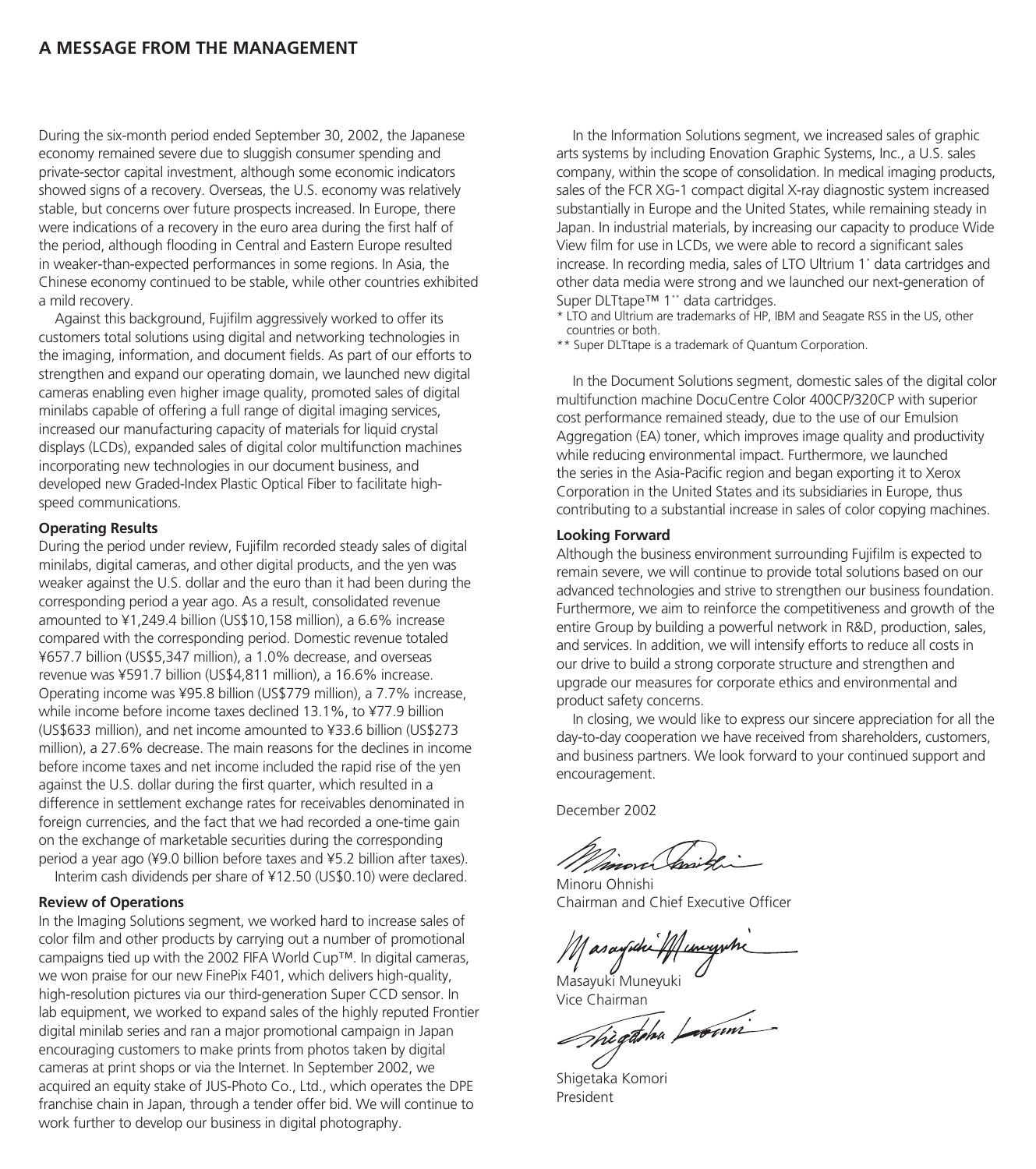## A MESSAGE FROM THE MANAGEMENT

During the six-month period ended September 30, 2002, the Japanese economy remained severe due to sluggish consumer spending and private-sector capital investment, although some economic indicators showed signs of a recovery. Overseas, the U.S. economy was relatively stable, but concerns over future prospects increased. In Europe, there were indications of a recovery in the euro area during the first half of the period, although flooding in Central and Eastern Europe resulted in weaker-than-expected performances in some regions. In Asia, the Chinese economy continued to be stable, while other countries exhibited a mild recovery.

Against this background, Fujifilm aggressively worked to offer its customers total solutions using digital and networking technologies in the imaging, information, and document fields. As part of our efforts to strengthen and expand our operating domain, we launched new digital cameras enabling even higher image quality, promoted sales of digital minilabs capable of offering a full range of digital imaging services, increased our manufacturing capacity of materials for liquid crystal displays (LCDs), expanded sales of digital color multifunction machines incorporating new technologies in our document business, and developed new Graded-Index Plastic Optical Fiber to facilitate high-speed communications.

**Operating Results**

During the period under review, Fujifilm recorded steady sales of digital minilabs, digital cameras, and other digital products, and the yen was weaker against the U.S. dollar and the euro than it had been during the corresponding period a year ago. As a result, consolidated revenue amounted to ¥1,249.4 billion (US$10,158 million), a 6.6% increase compared with the corresponding period. Domestic revenue totaled ¥657.7 billion (US$5,347 million), a 1.0% decrease, and overseas revenue was ¥591.7 billion (US$4,811 million), a 16.6% increase. Operating income was ¥95.8 billion (US$779 million), a 7.7% increase, while income before income taxes declined 13.1%, to ¥77.9 billion (US$633 million), and net income amounted to ¥33.6 billion (US$273 million), a 27.6% decrease. The main reasons for the declines in income before income taxes and net income included the rapid rise of the yen against the U.S. dollar during the first quarter, which resulted in a difference in settlement exchange rates for receivables denominated in foreign currencies, and the fact that we had recorded a one-time gain on the exchange of marketable securities during the corresponding period a year ago (¥9.0 billion before taxes and ¥5.2 billion after taxes).

Interim cash dividends per share of ¥12.50 (US$0.10) were declared.

**Review of Operations**

In the Imaging Solutions segment, we worked hard to increase sales of color film and other products by carrying out a number of promotional campaigns tied up with the 2002 FIFA World Cup™. In digital cameras, we won praise for our new FinePix F401, which delivers high-quality, high-resolution pictures via our third-generation Super CCD sensor. In lab equipment, we worked to expand sales of the highly reputed Frontier digital minilab series and ran a major promotional campaign in Japan encouraging customers to make prints from photos taken by digital cameras at print shops or via the Internet. In September 2002, we acquired an equity stake of JUS-Photo Co., Ltd., which operates the DPE franchise chain in Japan, through a tender offer bid. We will continue to work further to develop our business in digital photography.

In the Information Solutions segment, we increased sales of graphic arts systems by including Enovation Graphic Systems, Inc., a U.S. sales company, within the scope of consolidation. In medical imaging products, sales of the FCR XG-1 compact digital X-ray diagnostic system increased substantially in Europe and the United States, while remaining steady in Japan. In industrial materials, by increasing our capacity to produce Wide View film for use in LCDs, we were able to record a significant sales increase. In recording media, sales of LTO Ultrium 1* data cartridges and other data media were strong and we launched our next-generation of Super DLTtape™ 1** data cartridges.

\* LTO and Ultrium are trademarks of HP, IBM and Seagate RSS in the US, other countries or both.

\*\* Super DLTtape is a trademark of Quantum Corporation.

In the Document Solutions segment, domestic sales of the digital color multifunction machine DocuCentre Color 400CP/320CP with superior cost performance remained steady, due to the use of our Emulsion Aggregation (EA) toner, which improves image quality and productivity while reducing environmental impact. Furthermore, we launched the series in the Asia-Pacific region and began exporting it to Xerox Corporation in the United States and its subsidiaries in Europe, thus contributing to a substantial increase in sales of color copying machines.

**Looking Forward**

Although the business environment surrounding Fujifilm is expected to remain severe, we will continue to provide total solutions based on our advanced technologies and strive to strengthen our business foundation. Furthermore, we aim to reinforce the competitiveness and growth of the entire Group by building a powerful network in R&D, production, sales, and services. In addition, we will intensify efforts to reduce all costs in our drive to build a strong corporate structure and strengthen and upgrade our measures for corporate ethics and environmental and product safety concerns.

In closing, we would like to express our sincere appreciation for all the day-to-day cooperation we have received from shareholders, customers, and business partners. We look forward to your continued support and encouragement.

December 2002

Minoru Ohnishi
Chairman and Chief Executive Officer

Masayuki Muneyuki
Vice Chairman

Shigetaka Komori
President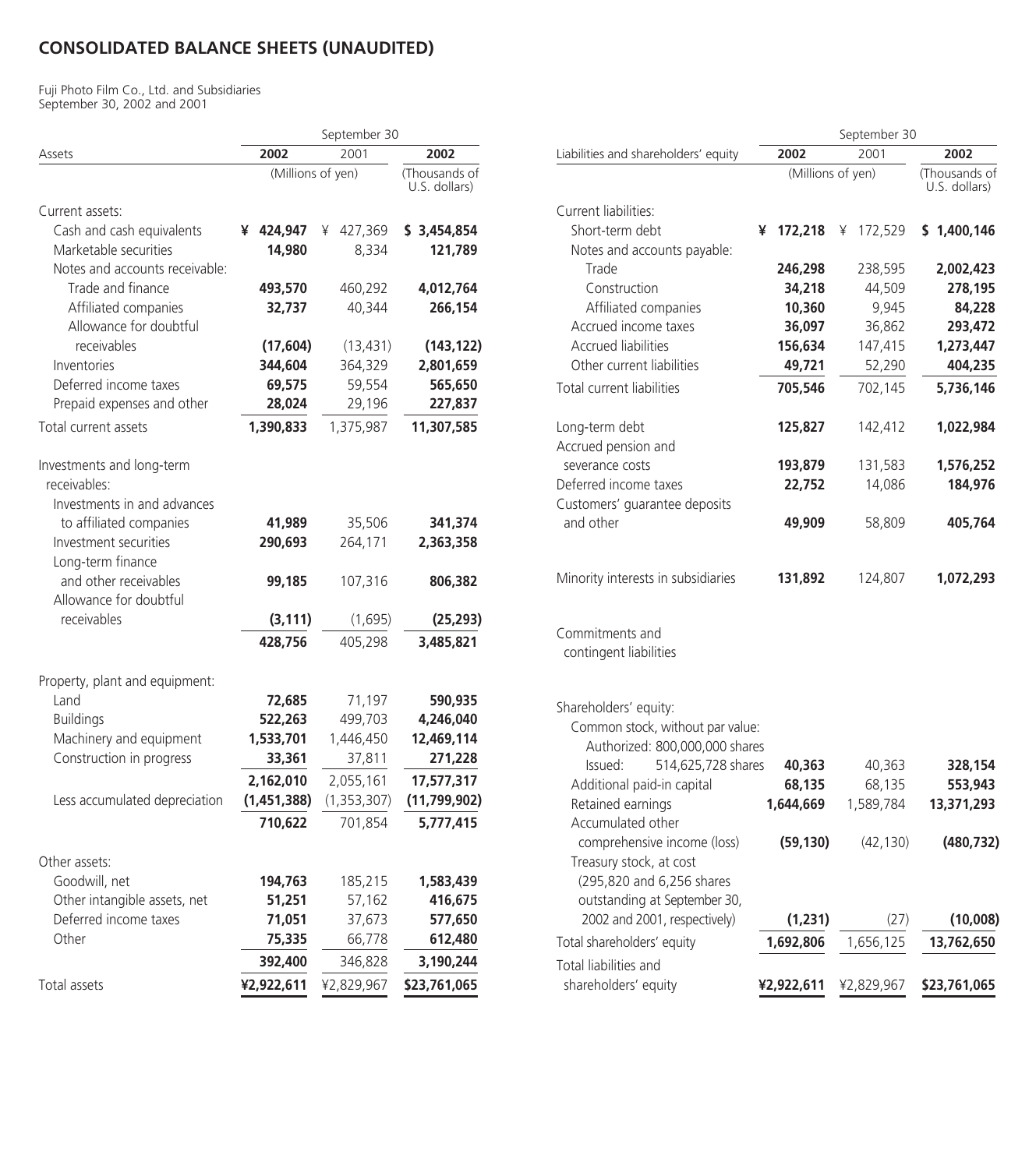# CONSOLIDATED BALANCE SHEETS (UNAUDITED)

Fuji Photo Film Co., Ltd. and Subsidiaries
September 30, 2002 and 2001

| Assets | September 30 2002 | 2001 | 2002 |
|---|---|---|---|
| | (Millions of yen) | | (Thousands of U.S. dollars) |
| Current assets: | | | |
| Cash and cash equivalents | **¥ 424,947** | ¥ 427,369 | **$ 3,454,854** |
| Marketable securities | **14,980** | 8,334 | **121,789** |
| Notes and accounts receivable: | | | |
| Trade and finance | **493,570** | 460,292 | **4,012,764** |
| Affiliated companies | **32,737** | 40,344 | **266,154** |
| Allowance for doubtful receivables | **(17,604)** | (13,431) | **(143,122)** |
| Inventories | **344,604** | 364,329 | **2,801,659** |
| Deferred income taxes | **69,575** | 59,554 | **565,650** |
| Prepaid expenses and other | **28,024** | 29,196 | **227,837** |
| Total current assets | **1,390,833** | 1,375,987 | **11,307,585** |
| Investments and long-term receivables: | | | |
| Investments in and advances to affiliated companies | **41,989** | 35,506 | **341,374** |
| Investment securities | **290,693** | 264,171 | **2,363,358** |
| Long-term finance and other receivables | **99,185** | 107,316 | **806,382** |
| Allowance for doubtful receivables | **(3,111)** | (1,695) | **(25,293)** |
| | **428,756** | 405,298 | **3,485,821** |
| Property, plant and equipment: | | | |
| Land | **72,685** | 71,197 | **590,935** |
| Buildings | **522,263** | 499,703 | **4,246,040** |
| Machinery and equipment | **1,533,701** | 1,446,450 | **12,469,114** |
| Construction in progress | **33,361** | 37,811 | **271,228** |
| | **2,162,010** | 2,055,161 | **17,577,317** |
| Less accumulated depreciation | **(1,451,388)** | (1,353,307) | **(11,799,902)** |
| | **710,622** | 701,854 | **5,777,415** |
| Other assets: | | | |
| Goodwill, net | **194,763** | 185,215 | **1,583,439** |
| Other intangible assets, net | **51,251** | 57,162 | **416,675** |
| Deferred income taxes | **71,051** | 37,673 | **577,650** |
| Other | **75,335** | 66,778 | **612,480** |
| | **392,400** | 346,828 | **3,190,244** |
| Total assets | **¥2,922,611** | ¥2,829,967 | **$23,761,065** |

| Liabilities and shareholders' equity | September 30 2002 | 2001 | 2002 |
|---|---|---|---|
| | (Millions of yen) | | (Thousands of U.S. dollars) |
| Current liabilities: | | | |
| Short-term debt | **¥ 172,218** | ¥ 172,529 | **$ 1,400,146** |
| Notes and accounts payable: | | | |
| Trade | **246,298** | 238,595 | **2,002,423** |
| Construction | **34,218** | 44,509 | **278,195** |
| Affiliated companies | **10,360** | 9,945 | **84,228** |
| Accrued income taxes | **36,097** | 36,862 | **293,472** |
| Accrued liabilities | **156,634** | 147,415 | **1,273,447** |
| Other current liabilities | **49,721** | 52,290 | **404,235** |
| Total current liabilities | **705,546** | 702,145 | **5,736,146** |
| Long-term debt | **125,827** | 142,412 | **1,022,984** |
| Accrued pension and severance costs | **193,879** | 131,583 | **1,576,252** |
| Deferred income taxes | **22,752** | 14,086 | **184,976** |
| Customers' guarantee deposits and other | **49,909** | 58,809 | **405,764** |
| Minority interests in subsidiaries | **131,892** | 124,807 | **1,072,293** |
| Commitments and contingent liabilities | | | |
| Shareholders' equity: | | | |
| Common stock, without par value: Authorized: 800,000,000 shares Issued: 514,625,728 shares | **40,363** | 40,363 | **328,154** |
| Additional paid-in capital | **68,135** | 68,135 | **553,943** |
| Retained earnings | **1,644,669** | 1,589,784 | **13,371,293** |
| Accumulated other comprehensive income (loss) | **(59,130)** | (42,130) | **(480,732)** |
| Treasury stock, at cost (295,820 and 6,256 shares outstanding at September 30, 2002 and 2001, respectively) | **(1,231)** | (27) | **(10,008)** |
| Total shareholders' equity | **1,692,806** | 1,656,125 | **13,762,650** |
| Total liabilities and shareholders' equity | **¥2,922,611** | ¥2,829,967 | **$23,761,065** |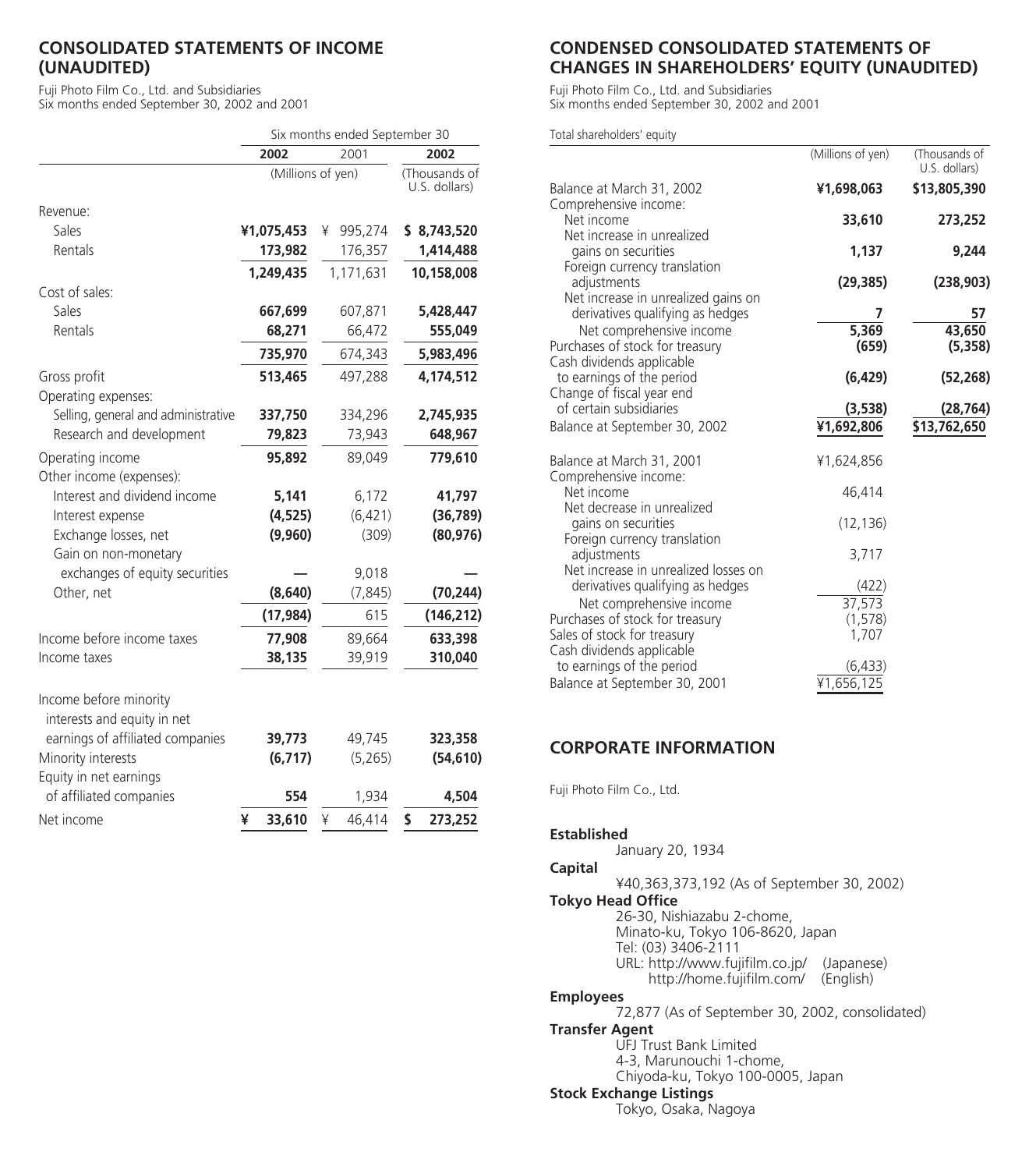## CONSOLIDATED STATEMENTS OF INCOME (UNAUDITED)

Fuji Photo Film Co., Ltd. and Subsidiaries
Six months ended September 30, 2002 and 2001

| | Six months ended September 30 | | |
|---|---|---|---|
| | **2002** | 2001 | **2002** |
| | (Millions of yen) | | (Thousands of U.S. dollars) |
| Revenue: | | | |
| Sales | **¥1,075,453** | ¥ 995,274 | **$ 8,743,520** |
| Rentals | **173,982** | 176,357 | **1,414,488** |
| | **1,249,435** | 1,171,631 | **10,158,008** |
| Cost of sales: | | | |
| Sales | **667,699** | 607,871 | **5,428,447** |
| Rentals | **68,271** | 66,472 | **555,049** |
| | **735,970** | 674,343 | **5,983,496** |
| Gross profit | **513,465** | 497,288 | **4,174,512** |
| Operating expenses: | | | |
| Selling, general and administrative | **337,750** | 334,296 | **2,745,935** |
| Research and development | **79,823** | 73,943 | **648,967** |
| Operating income | **95,892** | 89,049 | **779,610** |
| Other income (expenses): | | | |
| Interest and dividend income | **5,141** | 6,172 | **41,797** |
| Interest expense | **(4,525)** | (6,421) | **(36,789)** |
| Exchange losses, net | **(9,960)** | (309) | **(80,976)** |
| Gain on non-monetary exchanges of equity securities | **—** | 9,018 | **—** |
| Other, net | **(8,640)** | (7,845) | **(70,244)** |
| | **(17,984)** | 615 | **(146,212)** |
| Income before income taxes | **77,908** | 89,664 | **633,398** |
| Income taxes | **38,135** | 39,919 | **310,040** |
| Income before minority interests and equity in net earnings of affiliated companies | **39,773** | 49,745 | **323,358** |
| Minority interests | **(6,717)** | (5,265) | **(54,610)** |
| Equity in net earnings of affiliated companies | **554** | 1,934 | **4,504** |
| Net income | **¥ 33,610** | ¥ 46,414 | **$ 273,252** |

## CONDENSED CONSOLIDATED STATEMENTS OF CHANGES IN SHAREHOLDERS' EQUITY (UNAUDITED)

Fuji Photo Film Co., Ltd. and Subsidiaries
Six months ended September 30, 2002 and 2001

Total shareholders' equity

| | (Millions of yen) | (Thousands of U.S. dollars) |
|---|---|---|
| Balance at March 31, 2002 | **¥1,698,063** | **$13,805,390** |
| Comprehensive income: | | |
| Net income | **33,610** | **273,252** |
| Net increase in unrealized gains on securities | **1,137** | **9,244** |
| Foreign currency translation adjustments | **(29,385)** | **(238,903)** |
| Net increase in unrealized gains on derivatives qualifying as hedges | **7** | **57** |
| Net comprehensive income | **5,369** | **43,650** |
| Purchases of stock for treasury | **(659)** | **(5,358)** |
| Cash dividends applicable to earnings of the period | **(6,429)** | **(52,268)** |
| Change of fiscal year end of certain subsidiaries | **(3,538)** | **(28,764)** |
| Balance at September 30, 2002 | **¥1,692,806** | **$13,762,650** |
| | | |
| Balance at March 31, 2001 | ¥1,624,856 | |
| Comprehensive income: | | |
| Net income | 46,414 | |
| Net decrease in unrealized gains on securities | (12,136) | |
| Foreign currency translation adjustments | 3,717 | |
| Net increase in unrealized losses on derivatives qualifying as hedges | (422) | |
| Net comprehensive income | 37,573 | |
| Purchases of stock for treasury | (1,578) | |
| Sales of stock for treasury | 1,707 | |
| Cash dividends applicable to earnings of the period | (6,433) | |
| Balance at September 30, 2001 | ¥1,656,125 | |

## CORPORATE INFORMATION

Fuji Photo Film Co., Ltd.

**Established**
January 20, 1934

**Capital**
¥40,363,373,192 (As of September 30, 2002)

**Tokyo Head Office**
26-30, Nishiazabu 2-chome,
Minato-ku, Tokyo 106-8620, Japan
Tel: (03) 3406-2111
URL: http://www.fujifilm.co.jp/ (Japanese)
http://home.fujifilm.com/ (English)

**Employees**
72,877 (As of September 30, 2002, consolidated)

**Transfer Agent**
UFJ Trust Bank Limited
4-3, Marunouchi 1-chome,
Chiyoda-ku, Tokyo 100-0005, Japan

**Stock Exchange Listings**
Tokyo, Osaka, Nagoya